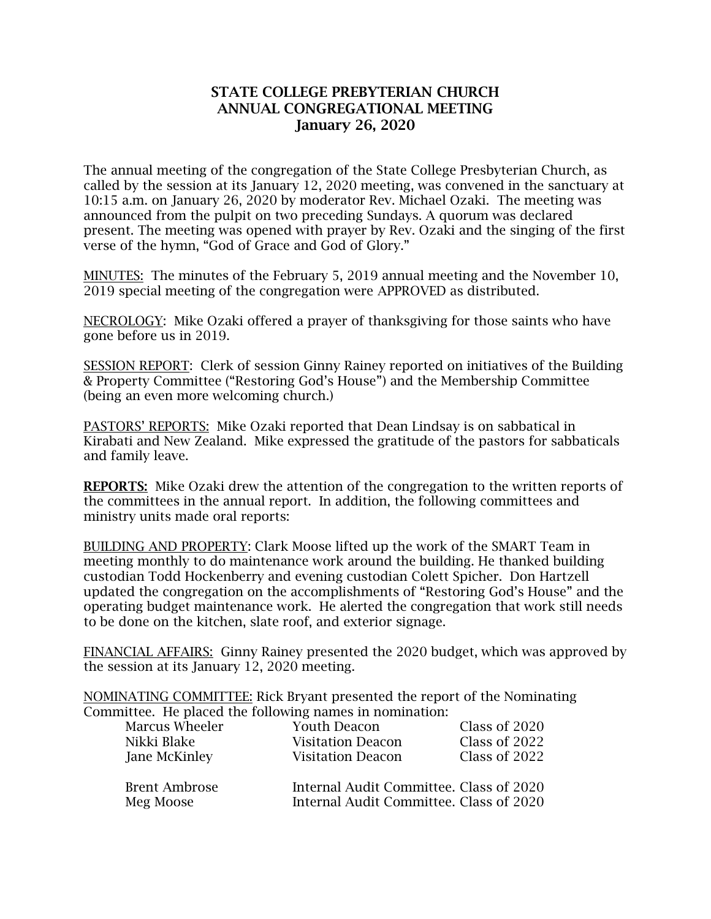# STATE COLLEGE PREBYTERIAN CHURCH
## ANNUAL CONGREGATIONAL MEETING
## January 26, 2020

The annual meeting of the congregation of the State College Presbyterian Church, as called by the session at its January 12, 2020 meeting, was convened in the sanctuary at 10:15 a.m. on January 26, 2020 by moderator Rev. Michael Ozaki. The meeting was announced from the pulpit on two preceding Sundays. A quorum was declared present. The meeting was opened with prayer by Rev. Ozaki and the singing of the first verse of the hymn, "God of Grace and God of Glory."

<u>MINUTES:</u> The minutes of the February 5, 2019 annual meeting and the November 10, 2019 special meeting of the congregation were APPROVED as distributed.

<u>NECROLOGY</u>: Mike Ozaki offered a prayer of thanksgiving for those saints who have gone before us in 2019.

<u>SESSION REPORT</u>: Clerk of session Ginny Rainey reported on initiatives of the Building & Property Committee ("Restoring God's House") and the Membership Committee (being an even more welcoming church.)

<u>PASTORS' REPORTS:</u> Mike Ozaki reported that Dean Lindsay is on sabbatical in Kirabati and New Zealand. Mike expressed the gratitude of the pastors for sabbaticals and family leave.

**<u>REPORTS:</u>** Mike Ozaki drew the attention of the congregation to the written reports of the committees in the annual report. In addition, the following committees and ministry units made oral reports:

<u>BUILDING AND PROPERTY</u>: Clark Moose lifted up the work of the SMART Team in meeting monthly to do maintenance work around the building. He thanked building custodian Todd Hockenberry and evening custodian Colett Spicher. Don Hartzell updated the congregation on the accomplishments of "Restoring God's House" and the operating budget maintenance work. He alerted the congregation that work still needs to be done on the kitchen, slate roof, and exterior signage.

<u>FINANCIAL AFFAIRS:</u> Ginny Rainey presented the 2020 budget, which was approved by the session at its January 12, 2020 meeting.

<u>NOMINATING COMMITTEE:</u> Rick Bryant presented the report of the Nominating Committee. He placed the following names in nomination:

| | | |
|---|---|---|
| Marcus Wheeler | Youth Deacon | Class of 2020 |
| Nikki Blake | Visitation Deacon | Class of 2022 |
| Jane McKinley | Visitation Deacon | Class of 2022 |
| | | |
| Brent Ambrose | Internal Audit Committee. | Class of 2020 |
| Meg Moose | Internal Audit Committee. | Class of 2020 |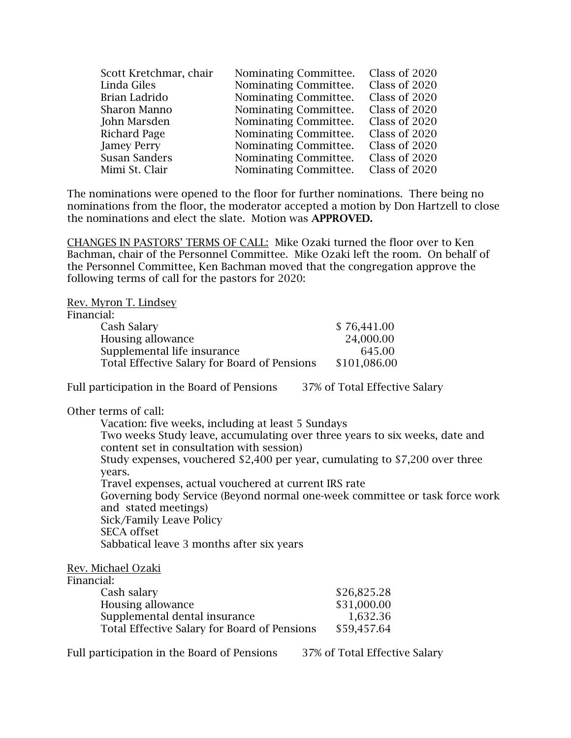| | | |
|---|---|---|
| Scott Kretchmar, chair | Nominating Committee. | Class of 2020 |
| Linda Giles | Nominating Committee. | Class of 2020 |
| Brian Ladrido | Nominating Committee. | Class of 2020 |
| Sharon Manno | Nominating Committee. | Class of 2020 |
| John Marsden | Nominating Committee. | Class of 2020 |
| Richard Page | Nominating Committee. | Class of 2020 |
| Jamey Perry | Nominating Committee. | Class of 2020 |
| Susan Sanders | Nominating Committee. | Class of 2020 |
| Mimi St. Clair | Nominating Committee. | Class of 2020 |

The nominations were opened to the floor for further nominations. There being no nominations from the floor, the moderator accepted a motion by Don Hartzell to close the nominations and elect the slate. Motion was **APPROVED.**

CHANGES IN PASTORS' TERMS OF CALL: Mike Ozaki turned the floor over to Ken Bachman, chair of the Personnel Committee. Mike Ozaki left the room. On behalf of the Personnel Committee, Ken Bachman moved that the congregation approve the following terms of call for the pastors for 2020:

Rev. Myron T. Lindsey

Financial:

| | |
|---|---|
| Cash Salary | $ 76,441.00 |
| Housing allowance | 24,000.00 |
| Supplemental life insurance | 645.00 |
| Total Effective Salary for Board of Pensions | $101,086.00 |

Full participation in the Board of Pensions    37% of Total Effective Salary

Other terms of call:

- Vacation: five weeks, including at least 5 Sundays
- Two weeks Study leave, accumulating over three years to six weeks, date and content set in consultation with session)
- Study expenses, vouchered $2,400 per year, cumulating to $7,200 over three years.
- Travel expenses, actual vouchered at current IRS rate
- Governing body Service (Beyond normal one-week committee or task force work and stated meetings)
- Sick/Family Leave Policy
- SECA offset
- Sabbatical leave 3 months after six years

Rev. Michael Ozaki

Financial:

| | |
|---|---|
| Cash salary | $26,825.28 |
| Housing allowance | $31,000.00 |
| Supplemental dental insurance | 1,632.36 |
| Total Effective Salary for Board of Pensions | $59,457.64 |

Full participation in the Board of Pensions    37% of Total Effective Salary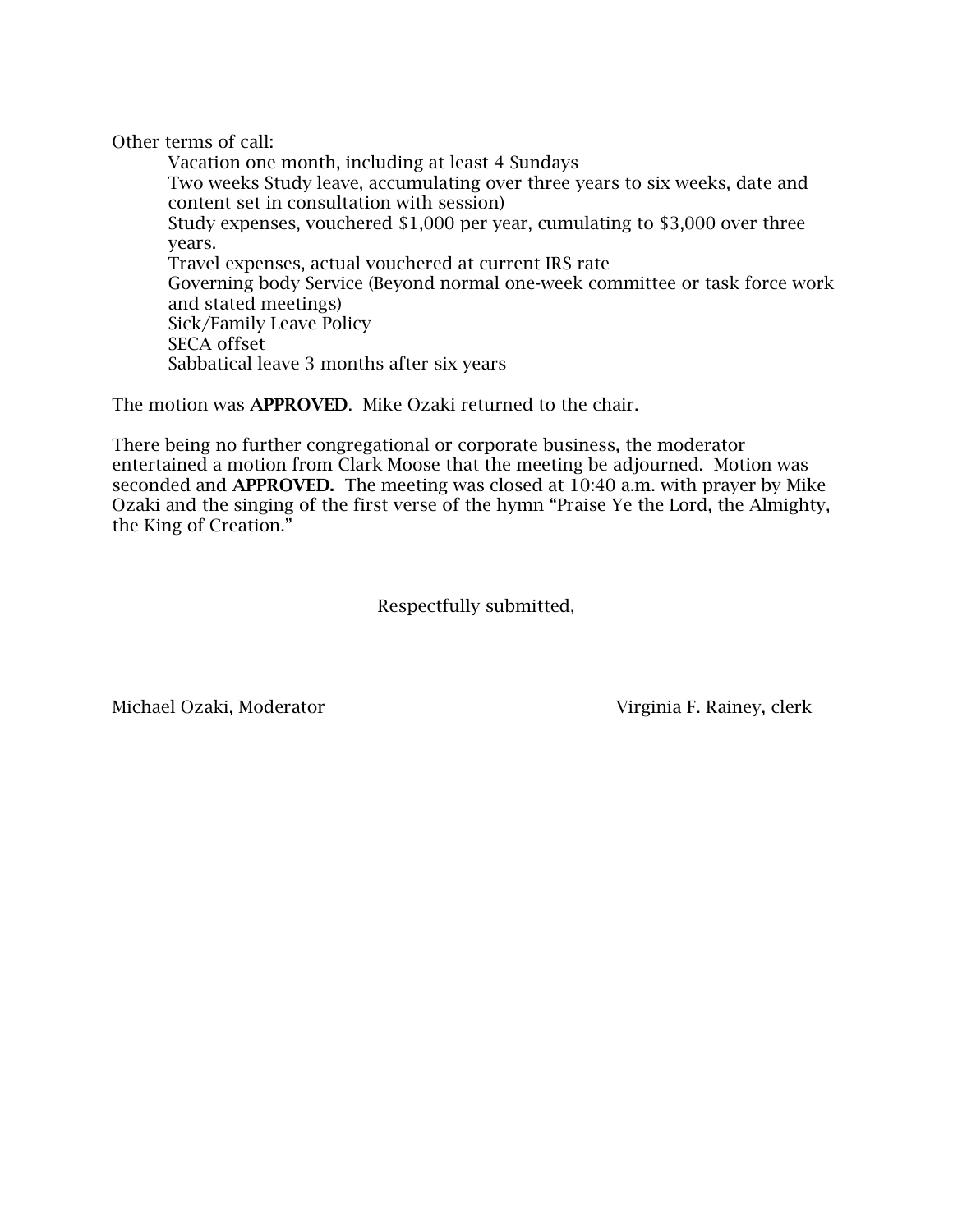Other terms of call:

- Vacation one month, including at least 4 Sundays
- Two weeks Study leave, accumulating over three years to six weeks, date and content set in consultation with session)
- Study expenses, vouchered $1,000 per year, cumulating to $3,000 over three years.
- Travel expenses, actual vouchered at current IRS rate
- Governing body Service (Beyond normal one-week committee or task force work and stated meetings)
- Sick/Family Leave Policy
- SECA offset
- Sabbatical leave 3 months after six years

The motion was **APPROVED**. Mike Ozaki returned to the chair.

There being no further congregational or corporate business, the moderator entertained a motion from Clark Moose that the meeting be adjourned. Motion was seconded and **APPROVED.** The meeting was closed at 10:40 a.m. with prayer by Mike Ozaki and the singing of the first verse of the hymn "Praise Ye the Lord, the Almighty, the King of Creation."

Respectfully submitted,

Michael Ozaki, Moderator

Virginia F. Rainey, clerk